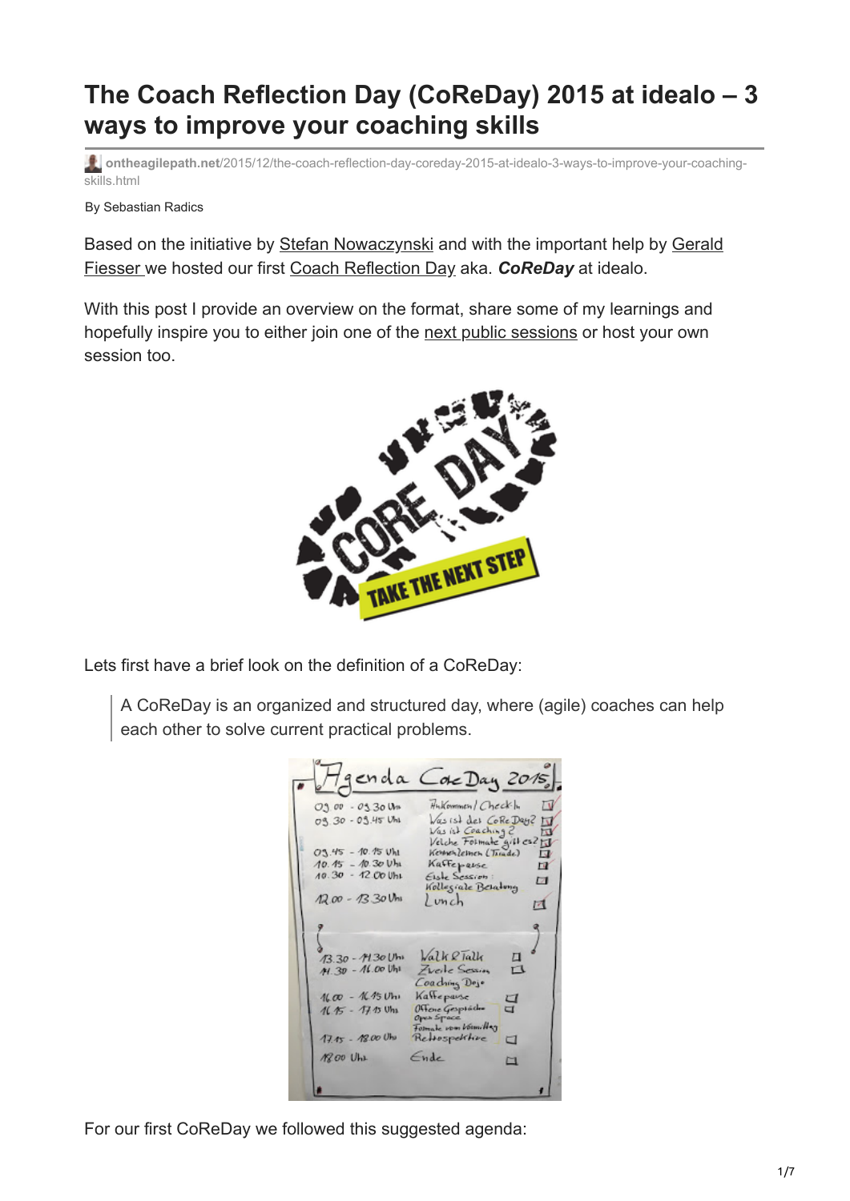# The Coach Reflection Day (CoReDay) 2015 at idealo – 3 ways to improve your coaching skills

ontheagilepath.net/2015/12/the-coach-reflection-day-coreday-2015-at-idealo-3-ways-to-improve-your-coaching-skills.html

By Sebastian Radics

Based on the initiative by Stefan Nowaczynski and with the important help by Gerald Fiesser we hosted our first Coach Reflection Day aka. ***CoReDay*** at idealo.

With this post I provide an overview on the format, share some of my learnings and hopefully inspire you to either join one of the next public sessions or host your own session too.

Lets first have a brief look on the definition of a CoReDay:

> A CoReDay is an organized and structured day, where (agile) coaches can help each other to solve current practical problems.

For our first CoReDay we followed this suggested agenda: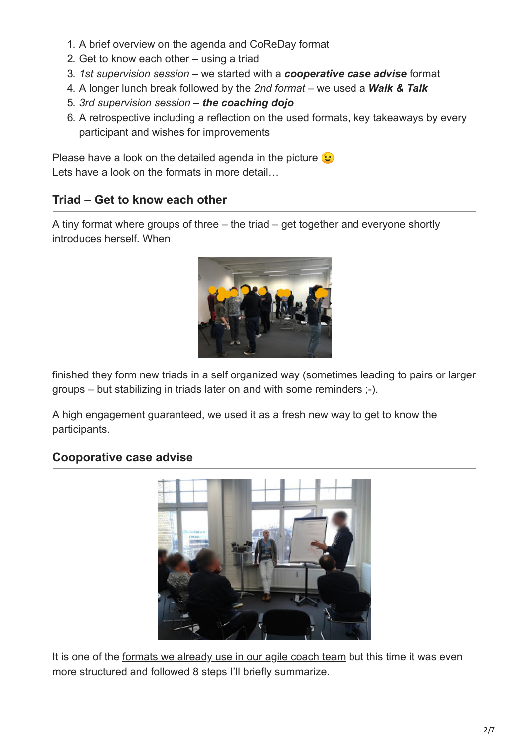1. A brief overview on the agenda and CoReDay format
2. Get to know each other – using a triad
3. *1st supervision session* – we started with a ***cooperative case advise*** format
4. A longer lunch break followed by the *2nd format* – we used a ***Walk & Talk***
5. *3rd supervision session* – ***the coaching dojo***
6. A retrospective including a reflection on the used formats, key takeaways by every participant and wishes for improvements

Please have a look on the detailed agenda in the picture 😉
Lets have a look on the formats in more detail…

## Triad – Get to know each other

A tiny format where groups of three – the triad – get together and everyone shortly introduces herself. When finished they form new triads in a self organized way (sometimes leading to pairs or larger groups – but stabilizing in triads later on and with some reminders ;-).

A high engagement guaranteed, we used it as a fresh new way to get to know the participants.

## Cooporative case advise

It is one of the formats we already use in our agile coach team but this time it was even more structured and followed 8 steps I'll briefly summarize.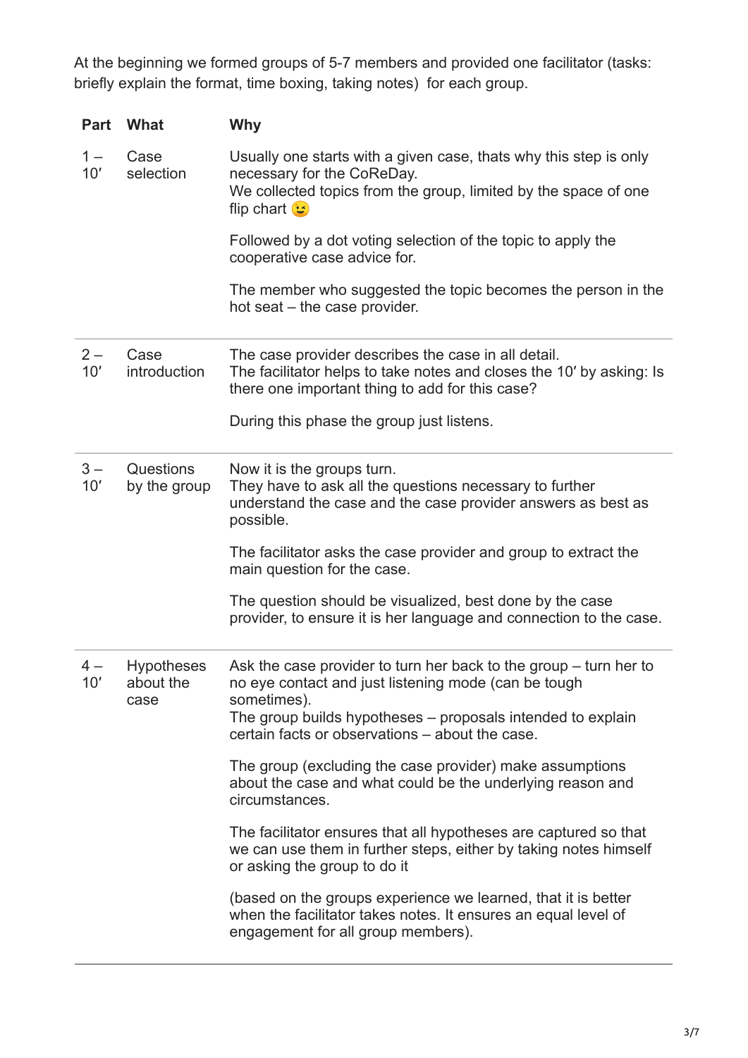At the beginning we formed groups of 5-7 members and provided one facilitator (tasks: briefly explain the format, time boxing, taking notes) for each group.

| Part | What | Why |
|---|---|---|
| 1 – 10′ | Case selection | Usually one starts with a given case, thats why this step is only necessary for the CoReDay.<br>We collected topics from the group, limited by the space of one flip chart 😉<br><br>Followed by a dot voting selection of the topic to apply the cooperative case advice for.<br><br>The member who suggested the topic becomes the person in the hot seat – the case provider. |
| 2 – 10′ | Case introduction | The case provider describes the case in all detail.<br>The facilitator helps to take notes and closes the 10′ by asking: Is there one important thing to add for this case?<br><br>During this phase the group just listens. |
| 3 – 10′ | Questions by the group | Now it is the groups turn.<br>They have to ask all the questions necessary to further understand the case and the case provider answers as best as possible.<br><br>The facilitator asks the case provider and group to extract the main question for the case.<br><br>The question should be visualized, best done by the case provider, to ensure it is her language and connection to the case. |
| 4 – 10′ | Hypotheses about the case | Ask the case provider to turn her back to the group – turn her to no eye contact and just listening mode (can be tough sometimes).<br>The group builds hypotheses – proposals intended to explain certain facts or observations – about the case.<br><br>The group (excluding the case provider) make assumptions about the case and what could be the underlying reason and circumstances.<br><br>The facilitator ensures that all hypotheses are captured so that we can use them in further steps, either by taking notes himself or asking the group to do it<br><br>(based on the groups experience we learned, that it is better when the facilitator takes notes. It ensures an equal level of engagement for all group members). |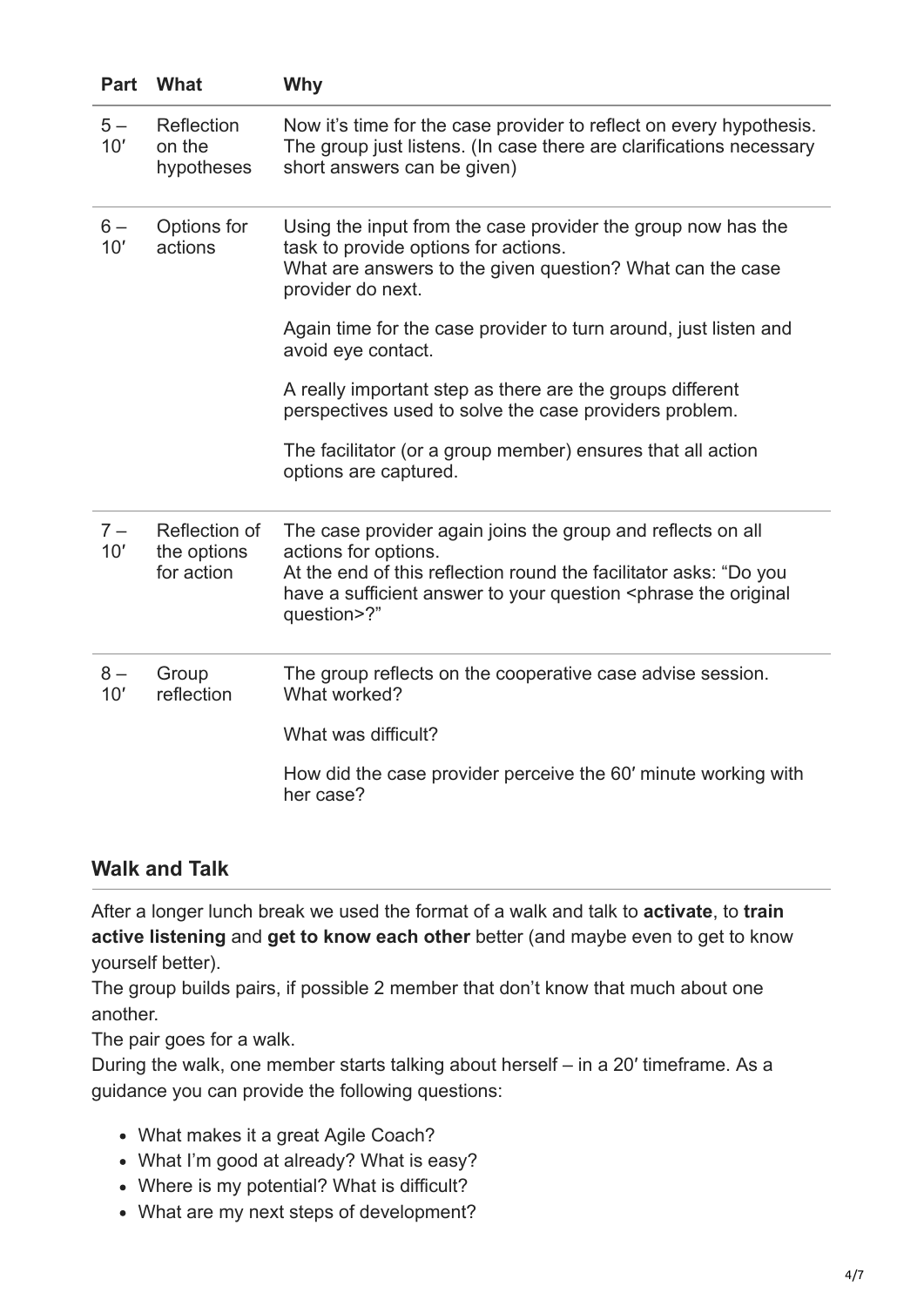| Part | What | Why |
| --- | --- | --- |
| 5 – 10′ | Reflection on the hypotheses | Now it's time for the case provider to reflect on every hypothesis. The group just listens. (In case there are clarifications necessary short answers can be given) |
| 6 – 10′ | Options for actions | Using the input from the case provider the group now has the task to provide options for actions. What are answers to the given question? What can the case provider do next.<br><br>Again time for the case provider to turn around, just listen and avoid eye contact.<br><br>A really important step as there are the groups different perspectives used to solve the case providers problem.<br><br>The facilitator (or a group member) ensures that all action options are captured. |
| 7 – 10′ | Reflection of the options for action | The case provider again joins the group and reflects on all actions for options. At the end of this reflection round the facilitator asks: "Do you have a sufficient answer to your question <phrase the original question>?" |
| 8 – 10′ | Group reflection | The group reflects on the cooperative case advise session. What worked?<br><br>What was difficult?<br><br>How did the case provider perceive the 60′ minute working with her case? |

## Walk and Talk

After a longer lunch break we used the format of a walk and talk to **activate**, to **train active listening** and **get to know each other** better (and maybe even to get to know yourself better).
The group builds pairs, if possible 2 member that don't know that much about one another.
The pair goes for a walk.
During the walk, one member starts talking about herself – in a 20′ timeframe. As a guidance you can provide the following questions:

- What makes it a great Agile Coach?
- What I'm good at already? What is easy?
- Where is my potential? What is difficult?
- What are my next steps of development?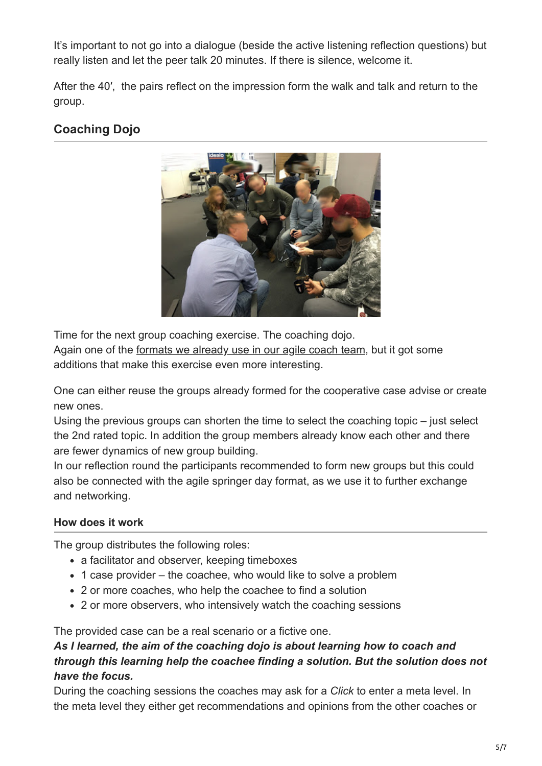It's important to not go into a dialogue (beside the active listening reflection questions) but really listen and let the peer talk 20 minutes. If there is silence, welcome it.

After the 40′, the pairs reflect on the impression form the walk and talk and return to the group.

## Coaching Dojo

Time for the next group coaching exercise. The coaching dojo.
Again one of the formats we already use in our agile coach team, but it got some additions that make this exercise even more interesting.

One can either reuse the groups already formed for the cooperative case advise or create new ones.
Using the previous groups can shorten the time to select the coaching topic – just select the 2nd rated topic. In addition the group members already know each other and there are fewer dynamics of new group building.
In our reflection round the participants recommended to form new groups but this could also be connected with the agile springer day format, as we use it to further exchange and networking.

### How does it work

The group distributes the following roles:

- a facilitator and observer, keeping timeboxes
- 1 case provider – the coachee, who would like to solve a problem
- 2 or more coaches, who help the coachee to find a solution
- 2 or more observers, who intensively watch the coaching sessions

The provided case can be a real scenario or a fictive one.
***As I learned, the aim of the coaching dojo is about learning how to coach and through this learning help the coachee finding a solution. But the solution does not have the focus.***
During the coaching sessions the coaches may ask for a *Click* to enter a meta level. In the meta level they either get recommendations and opinions from the other coaches or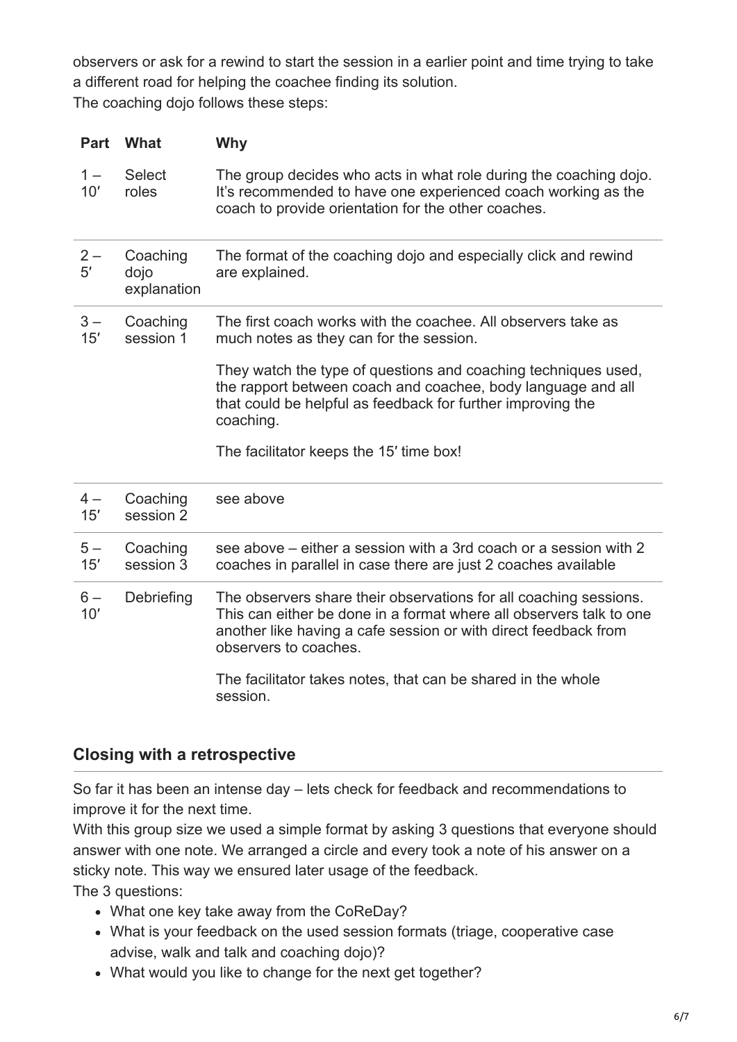observers or ask for a rewind to start the session in a earlier point and time trying to take a different road for helping the coachee finding its solution.
The coaching dojo follows these steps:

| Part | What | Why |
|---|---|---|
| 1 – 10′ | Select roles | The group decides who acts in what role during the coaching dojo. It's recommended to have one experienced coach working as the coach to provide orientation for the other coaches. |
| 2 – 5′ | Coaching dojo explanation | The format of the coaching dojo and especially click and rewind are explained. |
| 3 – 15′ | Coaching session 1 | The first coach works with the coachee. All observers take as much notes as they can for the session.<br><br>They watch the type of questions and coaching techniques used, the rapport between coach and coachee, body language and all that could be helpful as feedback for further improving the coaching.<br><br>The facilitator keeps the 15′ time box! |
| 4 – 15′ | Coaching session 2 | see above |
| 5 – 15′ | Coaching session 3 | see above – either a session with a 3rd coach or a session with 2 coaches in parallel in case there are just 2 coaches available |
| 6 – 10′ | Debriefing | The observers share their observations for all coaching sessions. This can either be done in a format where all observers talk to one another like having a cafe session or with direct feedback from observers to coaches.<br><br>The facilitator takes notes, that can be shared in the whole session. |

## Closing with a retrospective

So far it has been an intense day – lets check for feedback and recommendations to improve it for the next time.
With this group size we used a simple format by asking 3 questions that everyone should answer with one note. We arranged a circle and every took a note of his answer on a sticky note. This way we ensured later usage of the feedback.
The 3 questions:

- What one key take away from the CoReDay?
- What is your feedback on the used session formats (triage, cooperative case advise, walk and talk and coaching dojo)?
- What would you like to change for the next get together?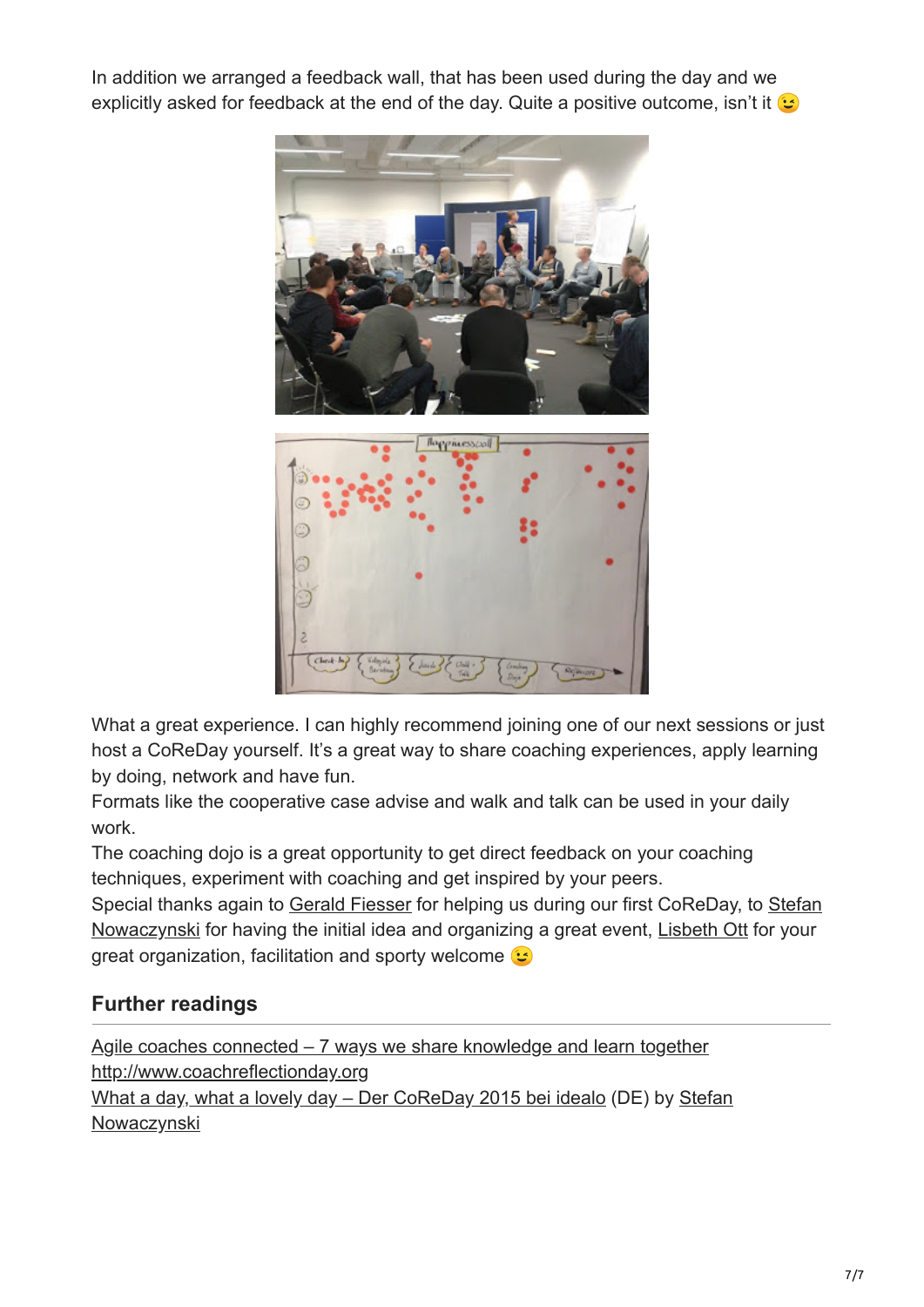In addition we arranged a feedback wall, that has been used during the day and we explicitly asked for feedback at the end of the day. Quite a positive outcome, isn't it 😉

What a great experience. I can highly recommend joining one of our next sessions or just host a CoReDay yourself. It's a great way to share coaching experiences, apply learning by doing, network and have fun.
Formats like the cooperative case advise and walk and talk can be used in your daily work.
The coaching dojo is a great opportunity to get direct feedback on your coaching techniques, experiment with coaching and get inspired by your peers.
Special thanks again to Gerald Fiesser for helping us during our first CoReDay, to Stefan Nowaczynski for having the initial idea and organizing a great event, Lisbeth Ott for your great organization, facilitation and sporty welcome 😉

## Further readings

Agile coaches connected – 7 ways we share knowledge and learn together
http://www.coachreflectionday.org
What a day, what a lovely day – Der CoReDay 2015 bei idealo (DE) by Stefan Nowaczynski